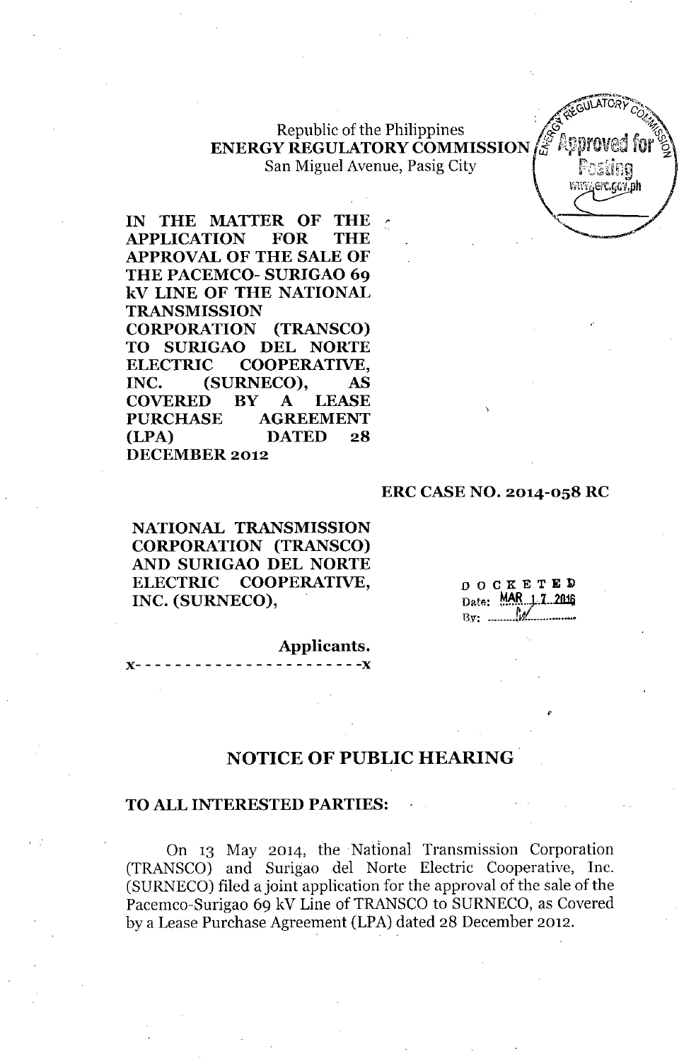Republic of the Philippines
**ENERGY REGULATORY COMMISSION**
San Miguel Avenue, Pasig City

**IN THE MATTER OF THE APPLICATION FOR THE APPROVAL OF THE SALE OF THE PACEMCO- SURIGAO 69 kV LINE OF THE NATIONAL TRANSMISSION CORPORATION (TRANSCO) TO SURIGAO DEL NORTE ELECTRIC COOPERATIVE, INC. (SURNECO), AS COVERED BY A LEASE PURCHASE AGREEMENT (LPA) DATED 28 DECEMBER 2012**

**ERC CASE NO. 2014-058 RC**

**NATIONAL TRANSMISSION CORPORATION (TRANSCO) AND SURIGAO DEL NORTE ELECTRIC COOPERATIVE, INC. (SURNECO),**

**Applicants.**

x- - - - - - - - - - - - - - - - - - - - - - -x

DOCKETED
Date: MAR 17 2016
By: ..........

## NOTICE OF PUBLIC HEARING

**TO ALL INTERESTED PARTIES:**

On 13 May 2014, the National Transmission Corporation (TRANSCO) and Surigao del Norte Electric Cooperative, Inc. (SURNECO) filed a joint application for the approval of the sale of the Pacemco-Surigao 69 kV Line of TRANSCO to SURNECO, as Covered by a Lease Purchase Agreement (LPA) dated 28 December 2012.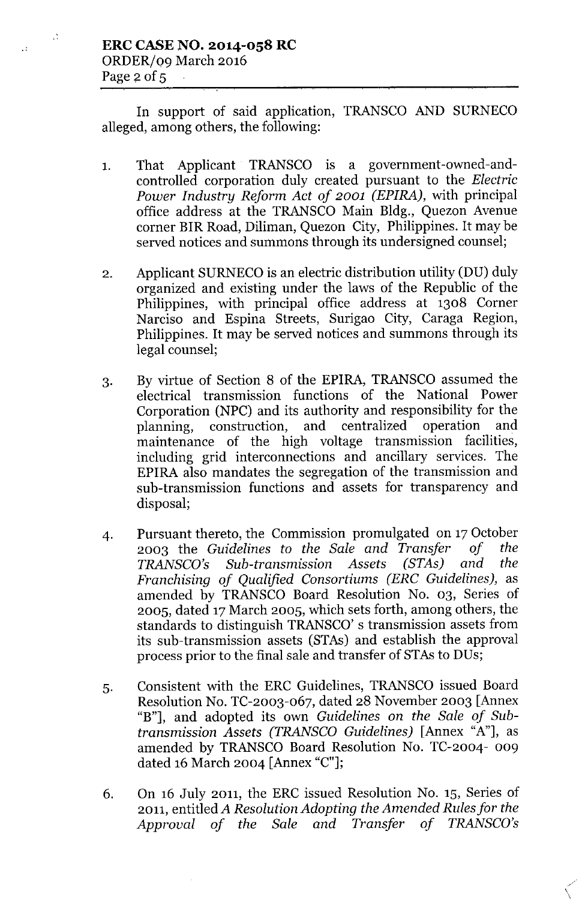In support of said application, TRANSCO AND SURNECO alleged, among others, the following:

1. That Applicant TRANSCO is a government-owned-and-controlled corporation duly created pursuant to the *Electric Power Industry Reform Act of 2001 (EPIRA)*, with principal office address at the TRANSCO Main Bldg., Quezon Avenue corner BIR Road, Diliman, Quezon City, Philippines. It may be served notices and summons through its undersigned counsel;

2. Applicant SURNECO is an electric distribution utility (DU) duly organized and existing under the laws of the Republic of the Philippines, with principal office address at 1308 Corner Narciso and Espina Streets, Surigao City, Caraga Region, Philippines. It may be served notices and summons through its legal counsel;

3. By virtue of Section 8 of the EPIRA, TRANSCO assumed the electrical transmission functions of the National Power Corporation (NPC) and its authority and responsibility for the planning, construction, and centralized operation and maintenance of the high voltage transmission facilities, including grid interconnections and ancillary services. The EPIRA also mandates the segregation of the transmission and sub-transmission functions and assets for transparency and disposal;

4. Pursuant thereto, the Commission promulgated on 17 October 2003 the *Guidelines to the Sale and Transfer of the TRANSCO's Sub-transmission Assets (STAs) and the Franchising of Qualified Consortiums (ERC Guidelines)*, as amended by TRANSCO Board Resolution No. 03, Series of 2005, dated 17 March 2005, which sets forth, among others, the standards to distinguish TRANSCO' s transmission assets from its sub-transmission assets (STAs) and establish the approval process prior to the final sale and transfer of STAs to DUs;

5. Consistent with the ERC Guidelines, TRANSCO issued Board Resolution No. TC-2003-067, dated 28 November 2003 [Annex "B"], and adopted its own *Guidelines on the Sale of Sub-transmission Assets (TRANSCO Guidelines)* [Annex "A"], as amended by TRANSCO Board Resolution No. TC-2004- 009 dated 16 March 2004 [Annex "C"];

6. On 16 July 2011, the ERC issued Resolution No. 15, Series of 2011, entitled *A Resolution Adopting the Amended Rules for the Approval of the Sale and Transfer of TRANSCO's*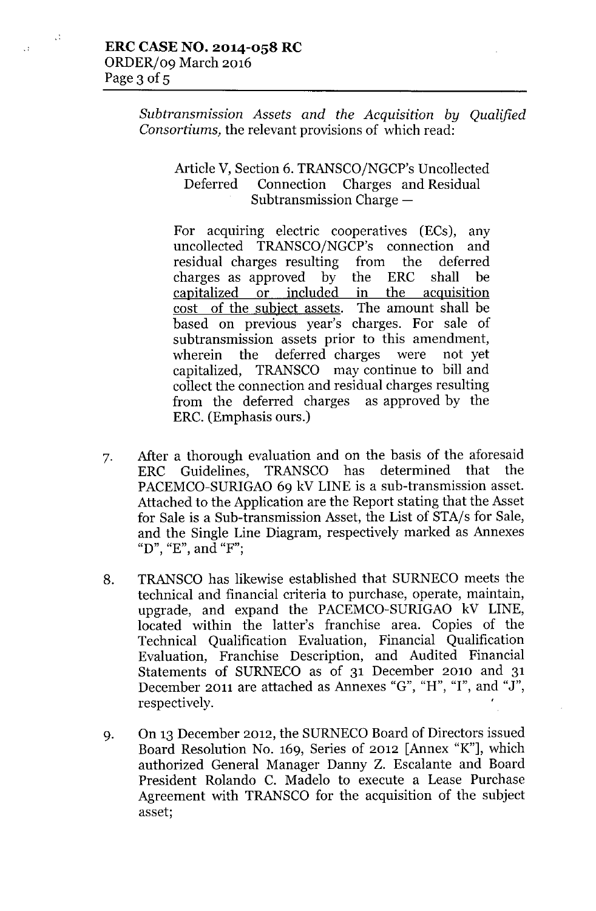*Subtransmission Assets and the Acquisition by Qualified Consortiums,* the relevant provisions of which read:

> Article V, Section 6. TRANSCO/NGCP's Uncollected Deferred Connection Charges and Residual Subtransmission Charge –
>
> For acquiring electric cooperatives (ECs), any uncollected TRANSCO/NGCP's connection and residual charges resulting from the deferred charges as approved by the ERC shall be <u>capitalized or included in the acquisition cost of the subject assets</u>. The amount shall be based on previous year's charges. For sale of subtransmission assets prior to this amendment, wherein the deferred charges were not yet capitalized, TRANSCO may continue to bill and collect the connection and residual charges resulting from the deferred charges as approved by the ERC. (Emphasis ours.)

7. After a thorough evaluation and on the basis of the aforesaid ERC Guidelines, TRANSCO has determined that the PACEMCO-SURIGAO 69 kV LINE is a sub-transmission asset. Attached to the Application are the Report stating that the Asset for Sale is a Sub-transmission Asset, the List of STA/s for Sale, and the Single Line Diagram, respectively marked as Annexes "D", "E", and "F";

8. TRANSCO has likewise established that SURNECO meets the technical and financial criteria to purchase, operate, maintain, upgrade, and expand the PACEMCO-SURIGAO kV LINE, located within the latter's franchise area. Copies of the Technical Qualification Evaluation, Financial Qualification Evaluation, Franchise Description, and Audited Financial Statements of SURNECO as of 31 December 2010 and 31 December 2011 are attached as Annexes "G", "H", "I", and "J", respectively.

9. On 13 December 2012, the SURNECO Board of Directors issued Board Resolution No. 169, Series of 2012 [Annex "K"], which authorized General Manager Danny Z. Escalante and Board President Rolando C. Madelo to execute a Lease Purchase Agreement with TRANSCO for the acquisition of the subject asset;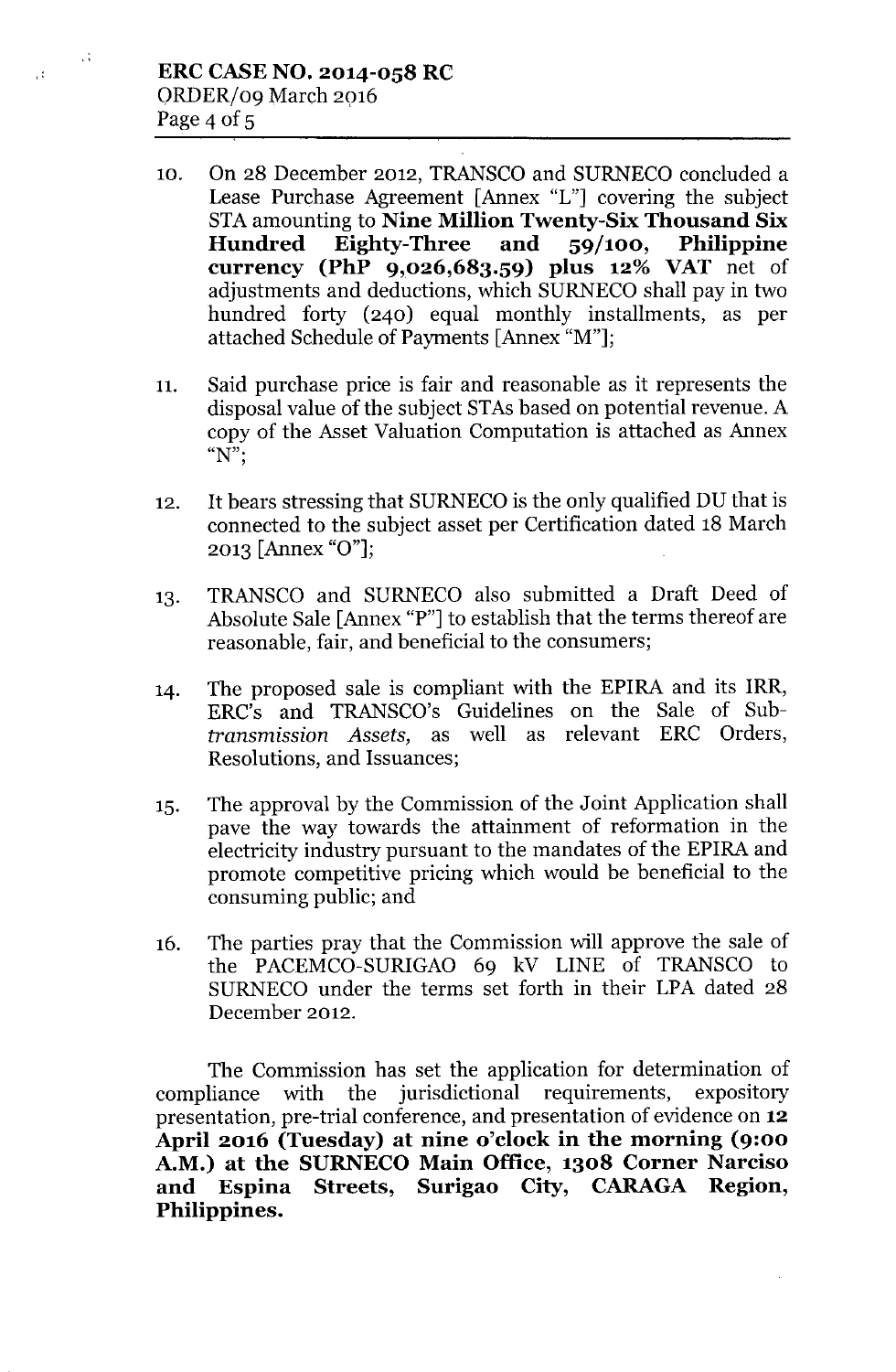10. On 28 December 2012, TRANSCO and SURNECO concluded a Lease Purchase Agreement [Annex "L"] covering the subject STA amounting to **Nine Million Twenty-Six Thousand Six Hundred Eighty-Three and 59/100, Philippine currency (PhP 9,026,683.59) plus 12% VAT** net of adjustments and deductions, which SURNECO shall pay in two hundred forty (240) equal monthly installments, as per attached Schedule of Payments [Annex "M"];

11. Said purchase price is fair and reasonable as it represents the disposal value of the subject STAs based on potential revenue. A copy of the Asset Valuation Computation is attached as Annex "N";

12. It bears stressing that SURNECO is the only qualified DU that is connected to the subject asset per Certification dated 18 March 2013 [Annex "O"];

13. TRANSCO and SURNECO also submitted a Draft Deed of Absolute Sale [Annex "P"] to establish that the terms thereof are reasonable, fair, and beneficial to the consumers;

14. The proposed sale is compliant with the EPIRA and its IRR, ERC's and TRANSCO's Guidelines on the Sale of *Sub-transmission Assets,* as well as relevant ERC Orders, Resolutions, and Issuances;

15. The approval by the Commission of the Joint Application shall pave the way towards the attainment of reformation in the electricity industry pursuant to the mandates of the EPIRA and promote competitive pricing which would be beneficial to the consuming public; and

16. The parties pray that the Commission will approve the sale of the PACEMCO-SURIGAO 69 kV LINE of TRANSCO to SURNECO under the terms set forth in their LPA dated 28 December 2012.

The Commission has set the application for determination of compliance with the jurisdictional requirements, expository presentation, pre-trial conference, and presentation of evidence on **12 April 2016 (Tuesday) at nine o'clock in the morning (9:00 A.M.) at the SURNECO Main Office, 1308 Corner Narciso and Espina Streets, Surigao City, CARAGA Region, Philippines.**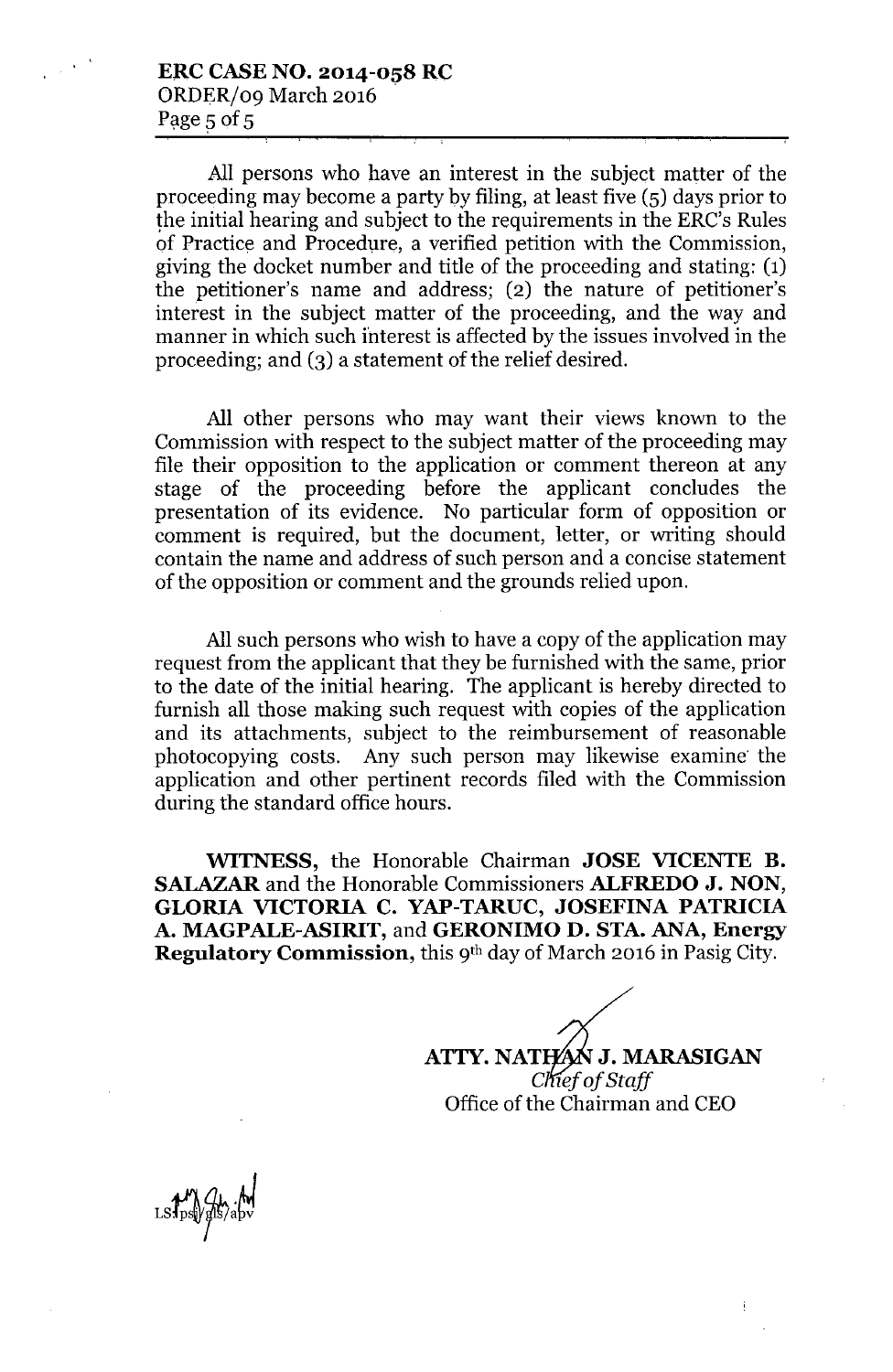All persons who have an interest in the subject matter of the proceeding may become a party by filing, at least five (5) days prior to the initial hearing and subject to the requirements in the ERC's Rules of Practice and Procedure, a verified petition with the Commission, giving the docket number and title of the proceeding and stating: (1) the petitioner's name and address; (2) the nature of petitioner's interest in the subject matter of the proceeding, and the way and manner in which such interest is affected by the issues involved in the proceeding; and (3) a statement of the relief desired.

All other persons who may want their views known to the Commission with respect to the subject matter of the proceeding may file their opposition to the application or comment thereon at any stage of the proceeding before the applicant concludes the presentation of its evidence. No particular form of opposition or comment is required, but the document, letter, or writing should contain the name and address of such person and a concise statement of the opposition or comment and the grounds relied upon.

All such persons who wish to have a copy of the application may request from the applicant that they be furnished with the same, prior to the date of the initial hearing. The applicant is hereby directed to furnish all those making such request with copies of the application and its attachments, subject to the reimbursement of reasonable photocopying costs. Any such person may likewise examine the application and other pertinent records filed with the Commission during the standard office hours.

**WITNESS,** the Honorable Chairman **JOSE VICENTE B. SALAZAR** and the Honorable Commissioners **ALFREDO J. NON, GLORIA VICTORIA C. YAP-TARUC, JOSEFINA PATRICIA A. MAGPALE-ASIRIT,** and **GERONIMO D. STA. ANA, Energy Regulatory Commission,** this 9th day of March 2016 in Pasig City.

**ATTY. NATHAN J. MARASIGAN**
*Chief of Staff*
Office of the Chairman and CEO

LS:psj/gls/apv